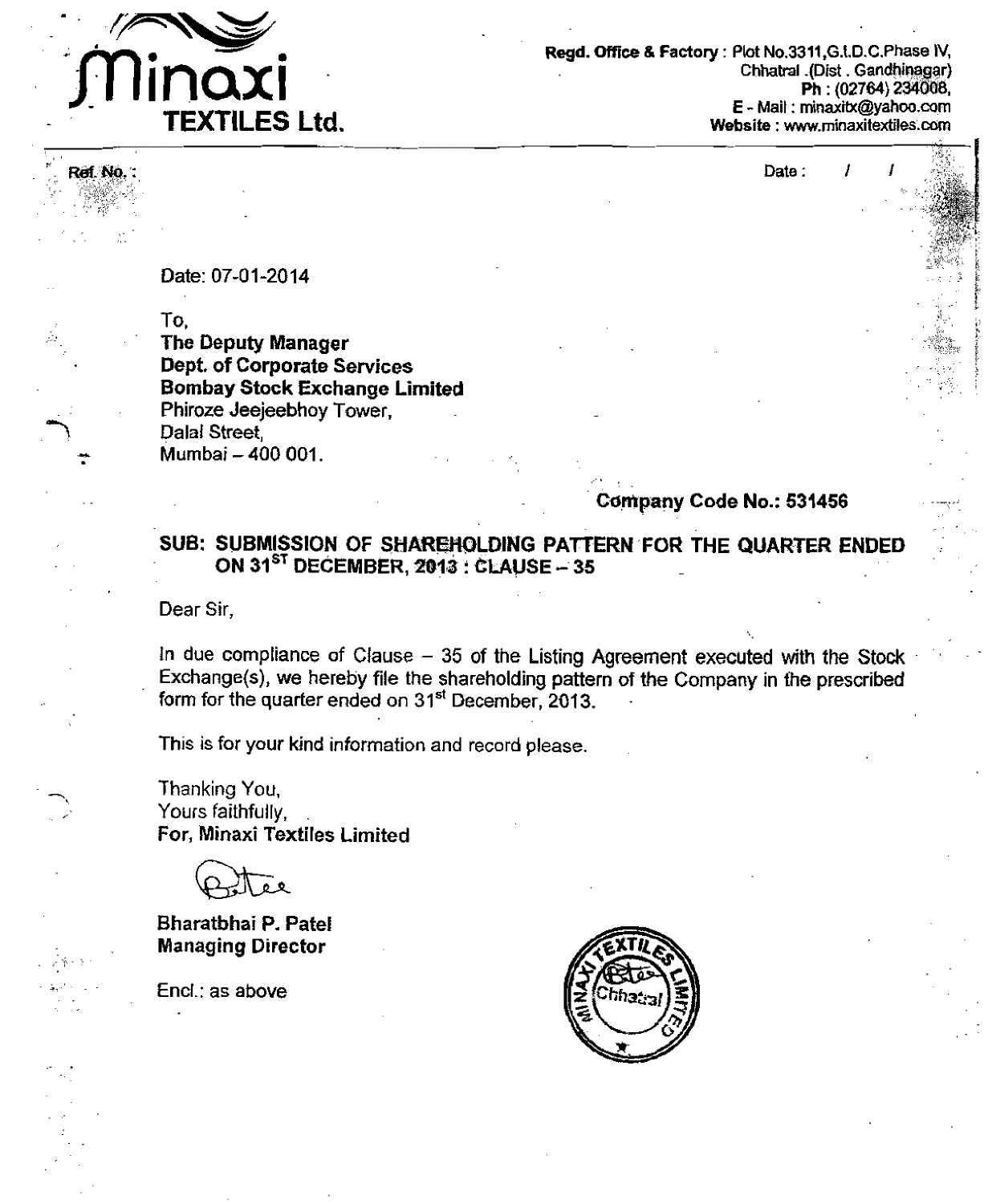# Minaxi TEXTILES Ltd.

**Regd. Office & Factory** : Plot No.3311,G.I.D.C.Phase IV, Chhatral .(Dist . Gandhinagar)
**Ph** : (02764) 234008,
**E - Mail** : minaxitx@yahoo.com
**Website** : www.minaxitextiles.com

Ref. No. :

Date : / /

Date: 07-01-2014

To,
**The Deputy Manager**
**Dept. of Corporate Services**
**Bombay Stock Exchange Limited**
Phiroze Jeejeebhoy Tower,
Dalal Street,
Mumbai – 400 001.

**Company Code No.: 531456**

**SUB: SUBMISSION OF SHAREHOLDING PATTERN FOR THE QUARTER ENDED ON 31ST DECEMBER, 2013 : CLAUSE – 35**

Dear Sir,

In due compliance of Clause – 35 of the Listing Agreement executed with the Stock Exchange(s), we hereby file the shareholding pattern of the Company in the prescribed form for the quarter ended on 31st December, 2013.

This is for your kind information and record please.

Thanking You,
Yours faithfully,
**For, Minaxi Textiles Limited**

**Bharatbhai P. Patel**
**Managing Director**

Encl.: as above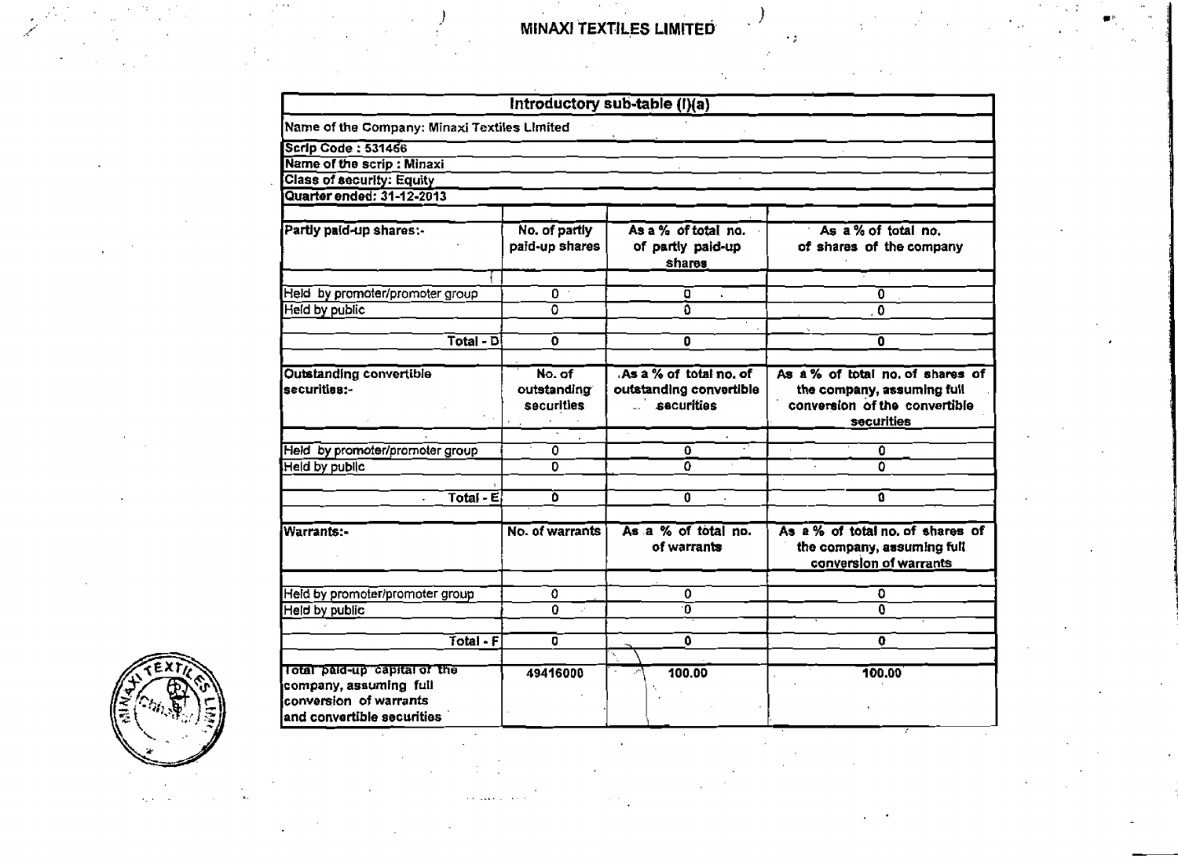# MINAXI TEXTILES LIMITED

| Introductory sub-table (I)(a) | | | |
|---|---|---|---|
| Name of the Company: Minaxi Textiles Limited | | | |
| Scrip Code : 531456 | | | |
| Name of the scrip : Minaxi | | | |
| Class of security: Equity | | | |
| Quarter ended: 31-12-2013 | | | |
| Partly paid-up shares:- | No. of partly paid-up shares | As a % of total no. of partly paid-up shares | As a % of total no. of shares of the company |
| Held by promoter/promoter group | 0 | 0 | 0 |
| Held by public | 0 | 0 | 0 |
| Total - D | 0 | 0 | 0 |
| Outstanding convertible securities:- | No. of outstanding securities | As a % of total no. of outstanding convertible securities | As a % of total no. of shares of the company, assuming full conversion of the convertible securities |
| Held by promoter/promoter group | 0 | 0 | 0 |
| Held by public | 0 | 0 | 0 |
| Total - E | 0 | 0 | 0 |
| Warrants:- | No. of warrants | As a % of total no. of warrants | As a % of total no. of shares of the company, assuming full conversion of warrants |
| Held by promoter/promoter group | 0 | 0 | 0 |
| Held by public | 0 | 0 | 0 |
| Total - F | 0 | 0 | 0 |
| Total paid-up capital of the company, assuming full conversion of warrants and convertible securities | 49416000 | 100.00 | 100.00 |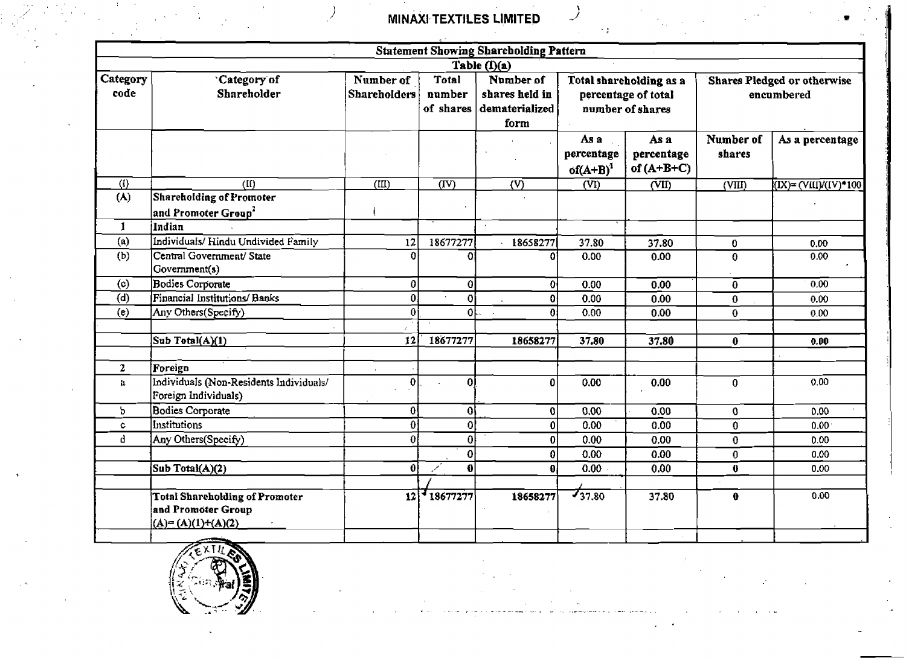# MINAXI TEXTILES LIMITED

## Statement Showing Shareholding Pattern

### Table (I)(a)

| Category code | Category of Shareholder | Number of Shareholders | Total number of shares | Number of shares held in dematerialized form | Total shareholding as a percentage of total number of shares | | Shares Pledged or otherwise encumbered | |
|---|---|---|---|---|---|---|---|---|
| | | | | | As a percentage of(A+B)[1] | As a percentage of (A+B+C) | Number of shares | As a percentage |
| (I) | (II) | (III) | (IV) | (V) | (VI) | (VII) | (VIII) | (IX)= (VIII)/(IV)*100 |
| (A) | **Shareholding of Promoter and Promoter Group[2]** | | | | | | | |
| 1 | Indian | | | | | | | |
| (a) | Individuals/ Hindu Undivided Family | 12 | 18677277 | 18658277 | 37.80 | 37.80 | 0 | 0.00 |
| (b) | Central Government/ State Government(s) | 0 | 0 | 0 | 0.00 | 0.00 | 0 | 0.00 |
| (c) | Bodies Corporate | 0 | 0 | 0 | 0.00 | 0.00 | 0 | 0.00 |
| (d) | Financial Institutions/ Banks | 0 | 0 | 0 | 0.00 | 0.00 | 0 | 0.00 |
| (e) | Any Others(Specify) | 0 | 0 | 0 | 0.00 | 0.00 | 0 | 0.00 |
| | | | | | | | | |
| | Sub Total(A)(1) | 12 | 18677277 | 18658277 | 37.80 | 37.80 | 0 | 0.00 |
| | | | | | | | | |
| 2 | Foreign | | | | | | | |
| a | Individuals (Non-Residents Individuals/ Foreign Individuals) | 0 | 0 | 0 | 0.00 | 0.00 | 0 | 0.00 |
| b | Bodies Corporate | 0 | 0 | 0 | 0.00 | 0.00 | 0 | 0.00 |
| c | Institutions | 0 | 0 | 0 | 0.00 | 0.00 | 0 | 0.00 |
| d | Any Others(Specify) | 0 | 0 | 0 | 0.00 | 0.00 | 0 | 0.00 |
| | | | 0 | 0 | 0.00 | 0.00 | 0 | 0.00 |
| | Sub Total(A)(2) | 0 | 0 | 0 | 0.00 | 0.00 | 0 | 0.00 |
| | | | | | | | | |
| | **Total Shareholding of Promoter and Promoter Group (A)= (A)(1)+(A)(2)** | 12 | 18677277 | 18658277 | 37.80 | 37.80 | 0 | 0.00 |
| | | | | | | | | |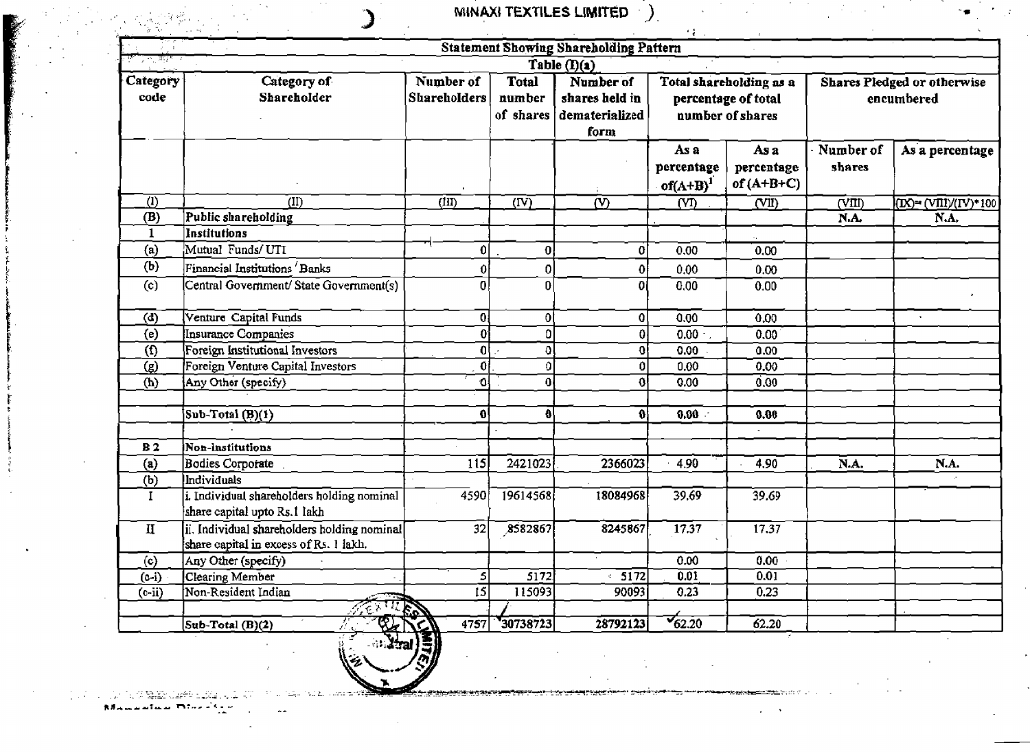MINAXI TEXTILES LIMITED

## Statement Showing Shareholding Pattern

### Table (I)(a)

| Category code | Category of Shareholder | Number of Shareholders | Total number of shares | Number of shares held in dematerialized form | Total shareholding as a percentage of total number of shares | | Shares Pledged or otherwise encumbered | |
|---|---|---|---|---|---|---|---|---|
| | | | | | As a percentage of(A+B)[1] | As a percentage of (A+B+C) | Number of shares | As a percentage |
| (I) | (II) | (III) | (IV) | (V) | (VI) | (VII) | (VIII) | (IX)= (VIII)/(IV)*100 |
| (B) | **Public shareholding** | | | | | | N.A. | N.A. |
| 1 | **Institutions** | | | | | | | |
| (a) | Mutual Funds/ UTI | 0 | 0 | 0 | 0.00 | 0.00 | | |
| (b) | Financial Institutions / Banks | 0 | 0 | 0 | 0.00 | 0.00 | | |
| (c) | Central Government/ State Government(s) | 0 | 0 | 0 | 0.00 | 0.00 | | |
| (d) | Venture Capital Funds | 0 | 0 | 0 | 0.00 | 0.00 | | |
| (e) | Insurance Companies | 0 | 0 | 0 | 0.00 | 0.00 | | |
| (f) | Foreign Institutional Investors | 0 | 0 | 0 | 0.00 | 0.00 | | |
| (g) | Foreign Venture Capital Investors | 0 | 0 | 0 | 0.00 | 0.00 | | |
| (h) | Any Other (specify) | 0 | 0 | 0 | 0.00 | 0.00 | | |
| | | | | | | | | |
| | **Sub-Total (B)(1)** | **0** | **0** | **0** | **0.00** | **0.00** | | |
| | | | | | | | | |
| B 2 | **Non-institutions** | | | | | | | |
| (a) | Bodies Corporate | 115 | 2421023 | 2366023 | 4.90 | 4.90 | N.A. | N.A. |
| (b) | Individuals | | | | | | | |
| I | i. Individual shareholders holding nominal share capital upto Rs.1 lakh | 4590 | 19614568 | 18084968 | 39.69 | 39.69 | | |
| II | ii. Individual shareholders holding nominal share capital in excess of Rs. 1 lakh. | 32 | 8582867 | 8245867 | 17.37 | 17.37 | | |
| (c) | Any Other (specify) | | | | 0.00 | 0.00 | | |
| (c-i) | Clearing Member | 5 | 5172 | 5172 | 0.01 | 0.01 | | |
| (c-ii) | Non-Resident Indian | 15 | 115093 | 90093 | 0.23 | 0.23 | | |
| | | | | | | | | |
| | **Sub-Total (B)(2)** | 4757 | 30738723 | 28792123 | 62.20 | 62.20 | | |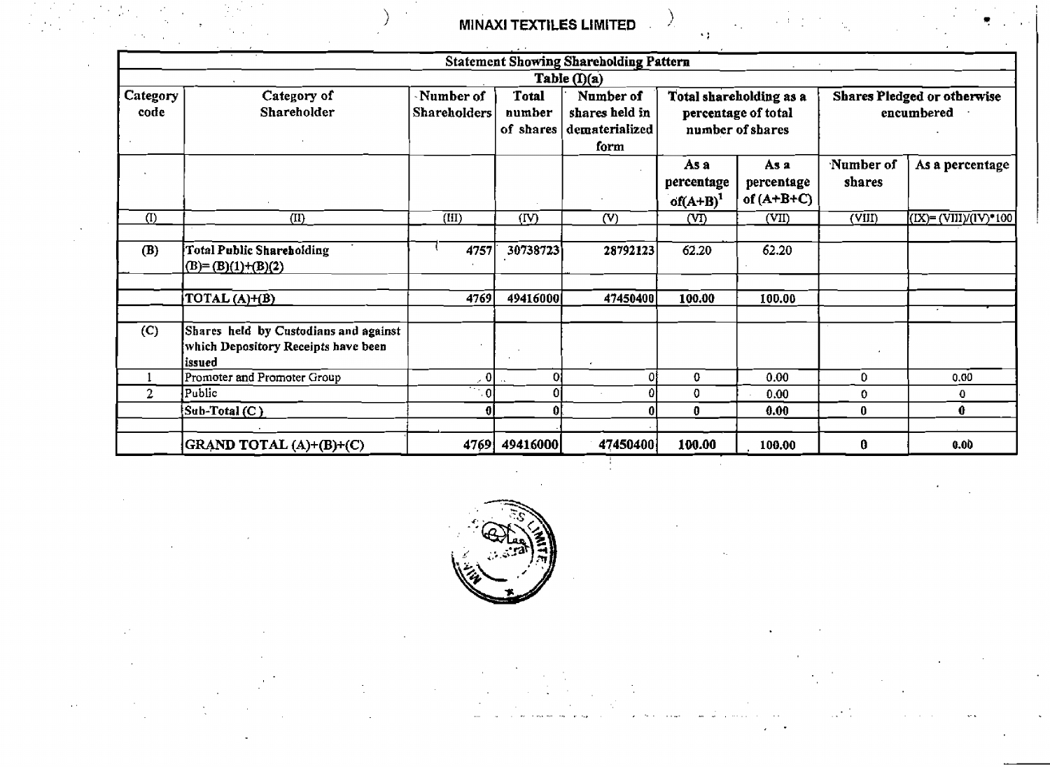# MINAXI TEXTILES LIMITED

| Statement Showing Shareholding Pattern | | | | | | | | |
|---|---|---|---|---|---|---|---|---|
| Table (I)(a) | | | | | | | | |
| Category code | Category of Shareholder | Number of Shareholders | Total number of shares | Number of shares held in dematerialized form | Total shareholding as a percentage of total number of shares | | Shares Pledged or otherwise encumbered | |
| | | | | | As a percentage of(A+B)[1] | As a percentage of (A+B+C) | Number of shares | As a percentage |
| (I) | (II) | (III) | (IV) | (V) | (VI) | (VII) | (VIII) | (IX)= (VIII)/(IV)*100 |
| | | | | | | | | |
| (B) | Total Public Shareholding (B)= (B)(1)+(B)(2) | 4757 | 30738723 | 28792123 | 62.20 | 62.20 | | |
| | | | | | | | | |
| | TOTAL (A)+(B) | 4769 | 49416000 | 47450400 | 100.00 | 100.00 | | |
| | | | | | | | | |
| (C) | Shares held by Custodians and against which Depository Receipts have been issued | | | | | | | |
| 1 | Promoter and Promoter Group | 0 | 0 | 0 | 0 | 0.00 | 0 | 0.00 |
| 2 | Public | 0 | 0 | 0 | 0 | 0.00 | 0 | 0 |
| | Sub-Total (C) | 0 | 0 | 0 | 0 | 0.00 | 0 | 0 |
| | | | | | | | | |
| | GRAND TOTAL (A)+(B)+(C) | 4769 | 49416000 | 47450400 | 100.00 | 100.00 | 0 | 0.00 |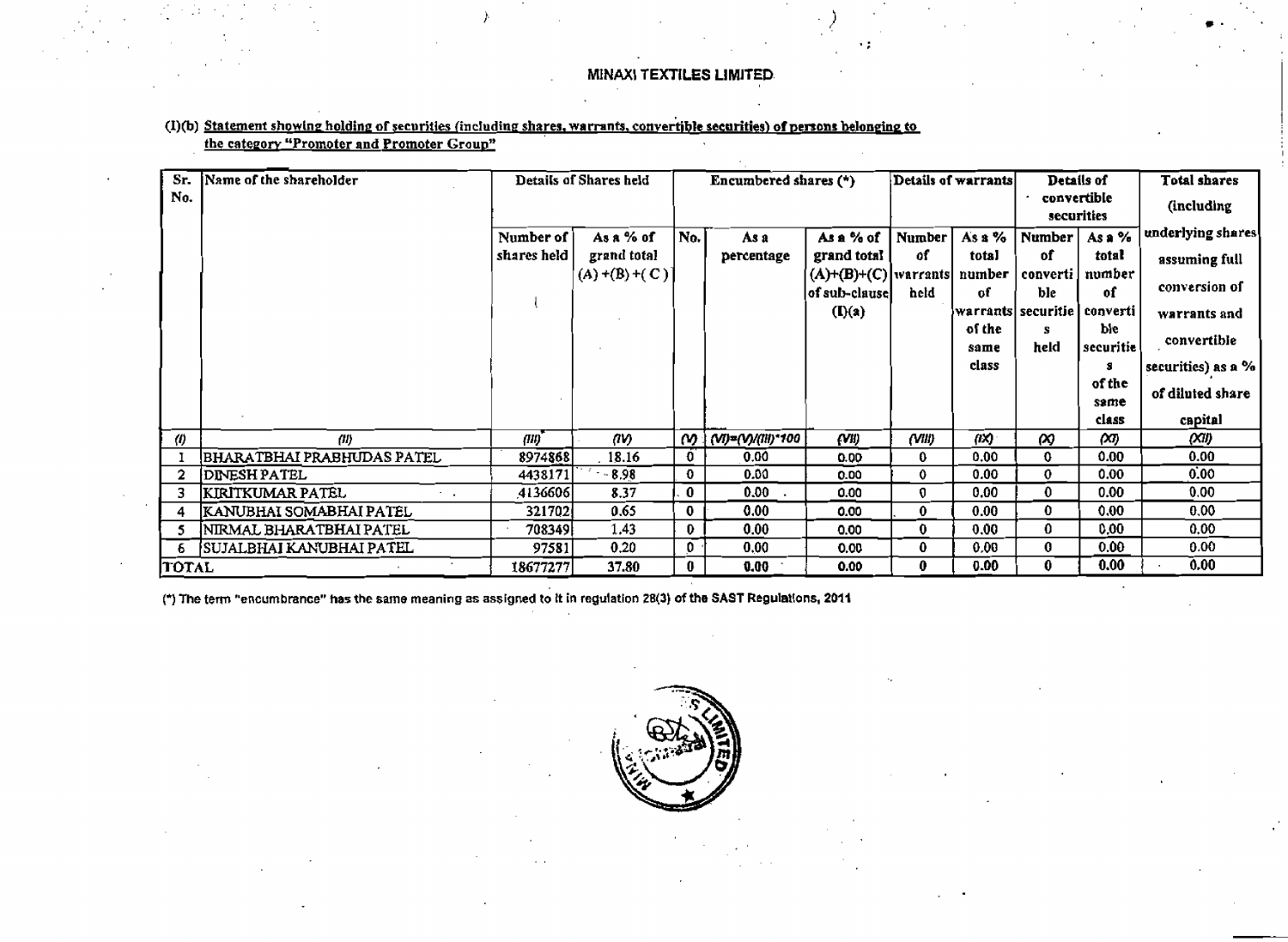# MINAXI TEXTILES LIMITED

(I)(b) **Statement showing holding of securities (including shares, warrants, convertible securities) of persons belonging to the category "Promoter and Promoter Group"**

| Sr. No. | Name of the shareholder | Details of Shares held | | Encumbered shares (*) | | | Details of warrants | | Details of convertible securities | | Total shares (including underlying shares assuming full conversion of warrants and convertible securities) as a % of diluted share capital |
|---|---|---|---|---|---|---|---|---|---|---|---|
| | | Number of shares held | As a % of grand total (A) +(B) +( C ) | No. | As a percentage | As a % of grand total (A)+(B)+(C) of sub-clause (I)(a) | Number of warrants held | As a % total number of warrants of the same class | Number of convertible securities held | As a % total number of convertible securities of the same class | |
| *(I)* | *(II)* | *(III)* | *(IV)* | *(V)* | *(VI)=(V)/(III)*100* | *(VII)* | *(VIII)* | *(IX)* | *(X)* | *(XI)* | *(XII)* |
| 1 | BHARATBHAI PRABHUDAS PATEL | 8974868 | 18.16 | 0 | 0.00 | 0.00 | 0 | 0.00 | 0 | 0.00 | 0.00 |
| 2 | DINESH PATEL | 4438171 | 8.98 | 0 | 0.00 | 0.00 | 0 | 0.00 | 0 | 0.00 | 0.00 |
| 3 | KIRITKUMAR PATEL | 4136606 | 8.37 | 0 | 0.00 | 0.00 | 0 | 0.00 | 0 | 0.00 | 0.00 |
| 4 | KANUBHAI SOMABHAI PATEL | 321702 | 0.65 | 0 | 0.00 | 0.00 | 0 | 0.00 | 0 | 0.00 | 0.00 |
| 5 | NIRMAL BHARATBHAI PATEL | 708349 | 1.43 | 0 | 0.00 | 0.00 | 0 | 0.00 | 0 | 0.00 | 0.00 |
| 6 | SUJALBHAI KANUBHAI PATEL | 97581 | 0.20 | 0 | 0.00 | 0.00 | 0 | 0.00 | 0 | 0.00 | 0.00 |
| TOTAL | | 18677277 | 37.80 | 0 | 0.00 | 0.00 | 0 | 0.00 | 0 | 0.00 | 0.00 |

(*) The term "encumbrance" has the same meaning as assigned to it in regulation 28(3) of the SAST Regulations, 2011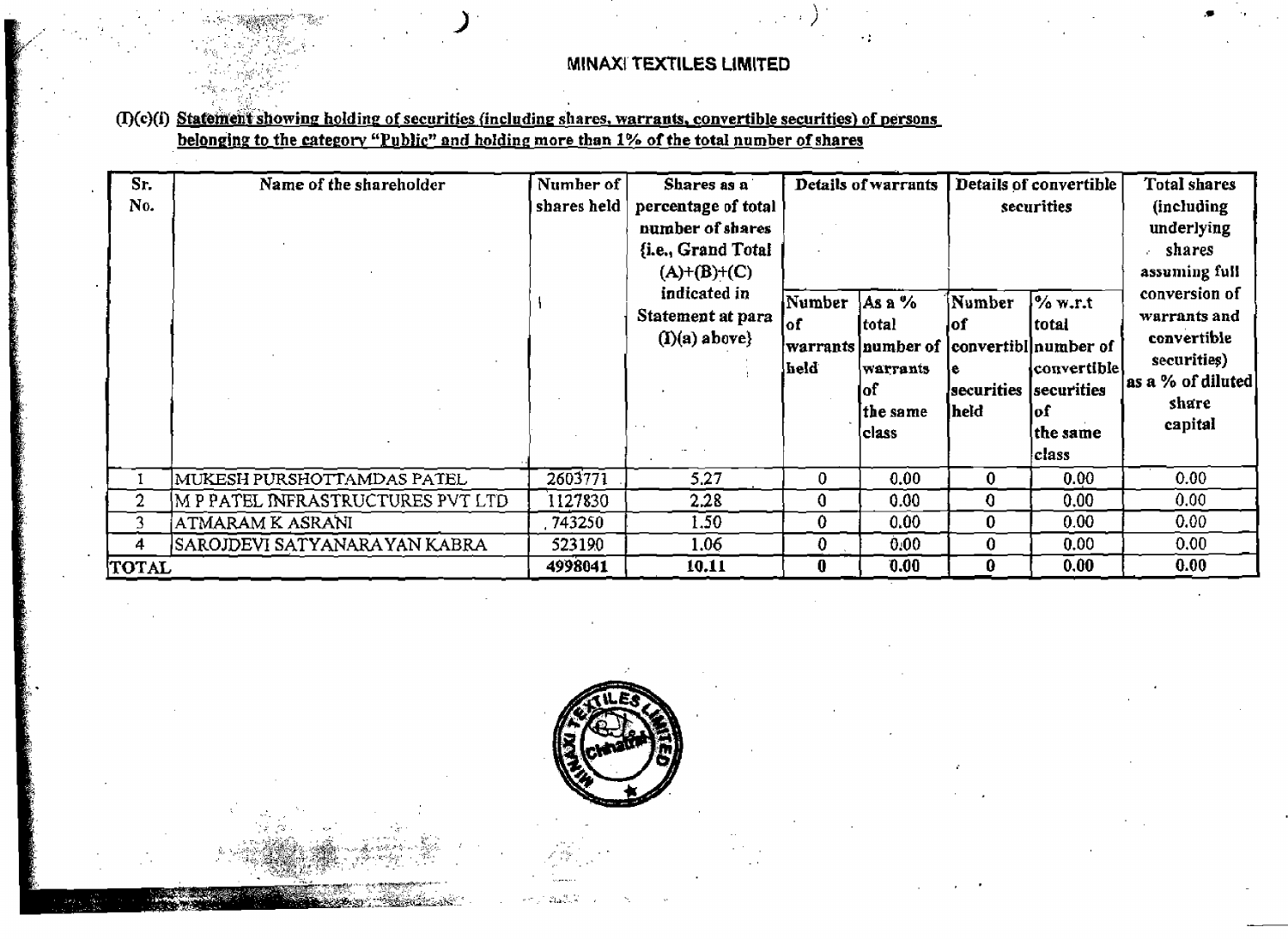## MINAXI TEXTILES LIMITED

**(I)(c)(i) Statement showing holding of securities (including shares, warrants, convertible securities) of persons belonging to the category "Public" and holding more than 1% of the total number of shares**

| Sr. No. | Name of the shareholder | Number of shares held | Shares as a percentage of total number of shares {i.e., Grand Total (A)+(B)+(C) indicated in Statement at para (I)(a) above} | Details of warrants | | Details of convertible securities | | Total shares (including underlying shares assuming full conversion of warrants and convertible securities) as a % of diluted share capital |
|---|---|---|---|---|---|---|---|---|
| | | | | Number of warrants held | As a % total number of warrants of the same class | Number of convertible securities held | % w.r.t total number of convertible securities of the same class | |
| 1 | MUKESH PURSHOTTAMDAS PATEL | 2603771 | 5.27 | 0 | 0.00 | 0 | 0.00 | 0.00 |
| 2 | M P PATEL INFRASTRUCTURES PVT LTD | 1127830 | 2.28 | 0 | 0.00 | 0 | 0.00 | 0.00 |
| 3 | ATMARAM K ASRANI | 743250 | 1.50 | 0 | 0.00 | 0 | 0.00 | 0.00 |
| 4 | SAROJDEVI SATYANARAYAN KABRA | 523190 | 1.06 | 0 | 0.00 | 0 | 0.00 | 0.00 |
| TOTAL | | 4998041 | 10.11 | 0 | 0.00 | 0 | 0.00 | 0.00 |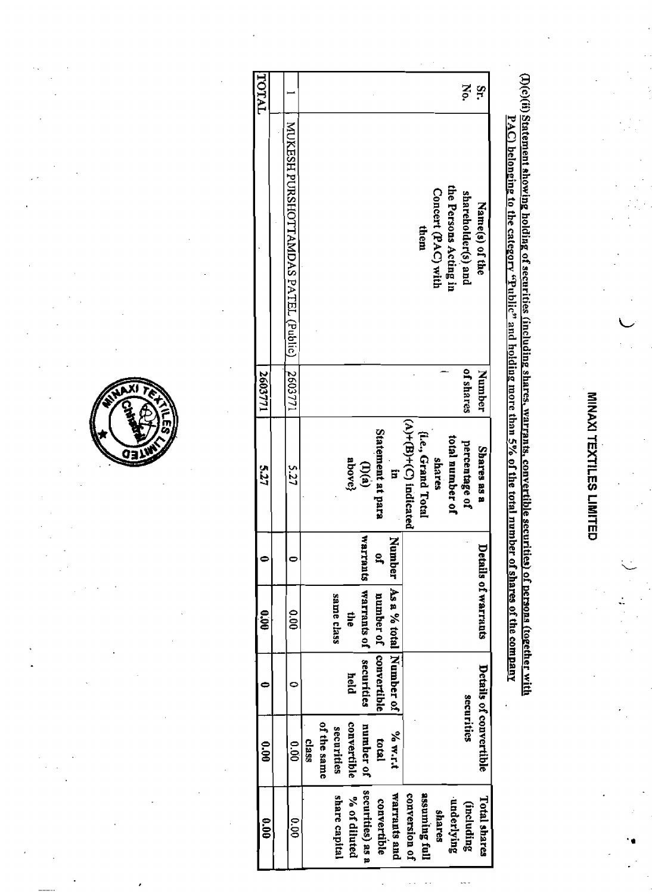# MINAXI TEXTILES LIMITED

(I)(c)(ii) Statement showing holding of securities (including shares, warrants, convertible securities) of persons (together with PAC) belonging to the category "Public" and holding more than 5% of the total number of shares of the company

| Sr. No. | Name(s) of the shareholder(s) and the Persons Acting in Concert (PAC) with them | Number of shares | Shares as a percentage of total number of shares {i.e., Grand Total (A)+(B)+(C) indicated in Statement at para (I)(a) above} | Details of warrants | | Details of convertible securities | | Total shares (including underlying shares assuming full conversion of warrants and convertible securities) as a % of diluted share capital |
|---|---|---|---|---|---|---|---|---|
| | | | | Number of warrants | As a % total number of warrants of the same class | Number of convertible securities held | % w.r.t total number of convertible securities of the same class | |
| 1 | MUKESH PURSHOTTAMDAS PATEL (Public) | 2603771 | 5.27 | 0 | 0.00 | 0 | 0.00 | 0.00 |
| TOTAL | | 2603771 | 5.27 | 0 | 0.00 | 0 | 0.00 | 0.00 |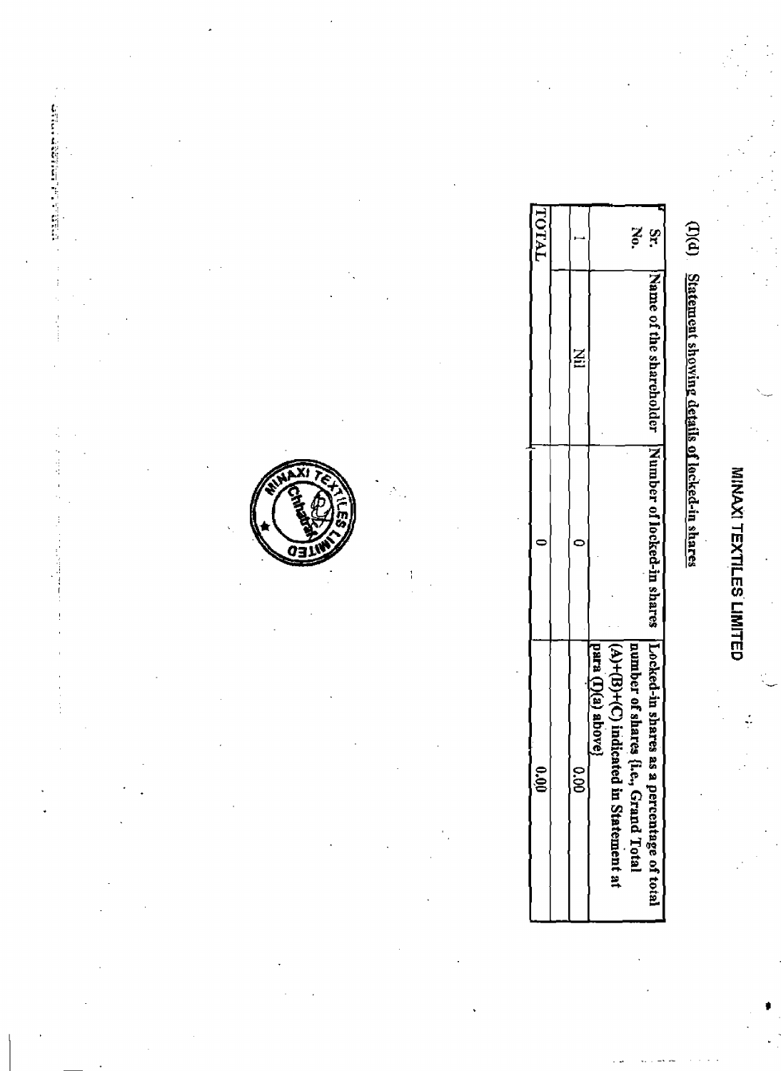# MINAXI TEXTILES LIMITED

## (I)(d) Statement showing details of locked-in shares

| Sr. No. | Name of the shareholder | Number of locked-in shares | Locked-in shares as a percentage of total number of shares {i.e., Grand Total (A)+(B)+(C) indicated in Statement at para (I)(a) above} |
|---|---|---|---|
| 1 | Nil | 0 | 0.00 |
| TOTAL | | 0 | 0.00 |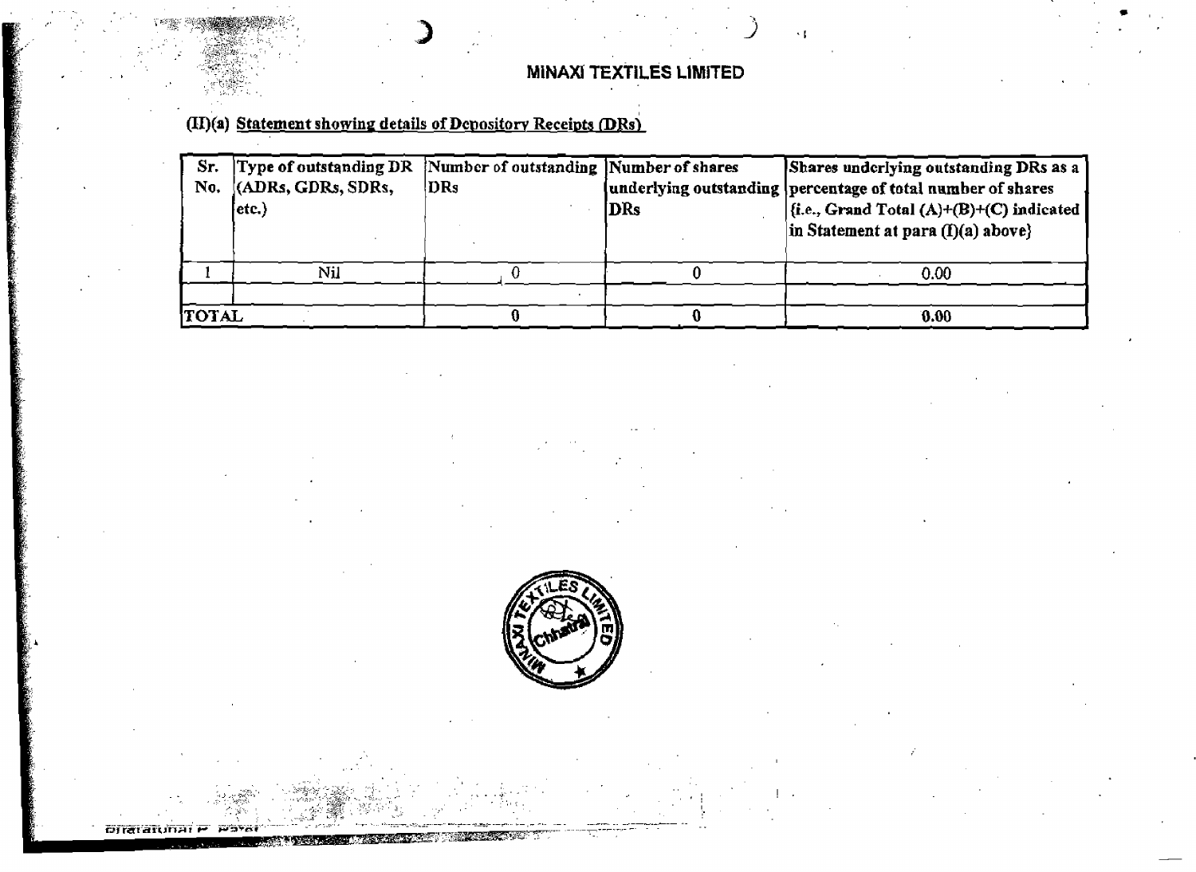# MINAXI TEXTILES LIMITED

## (II)(a) Statement showing details of Depository Receipts (DRs)

| Sr. No. | Type of outstanding DR (ADRs, GDRs, SDRs, etc.) | Number of outstanding DRs | Number of shares underlying outstanding DRs | Shares underlying outstanding DRs as a percentage of total number of shares {i.e., Grand Total (A)+(B)+(C) indicated in Statement at para (I)(a) above} |
|---|---|---|---|---|
| 1 | Nil | 0 | 0 | 0.00 |
| | | | | |
| TOTAL | | 0 | 0 | 0.00 |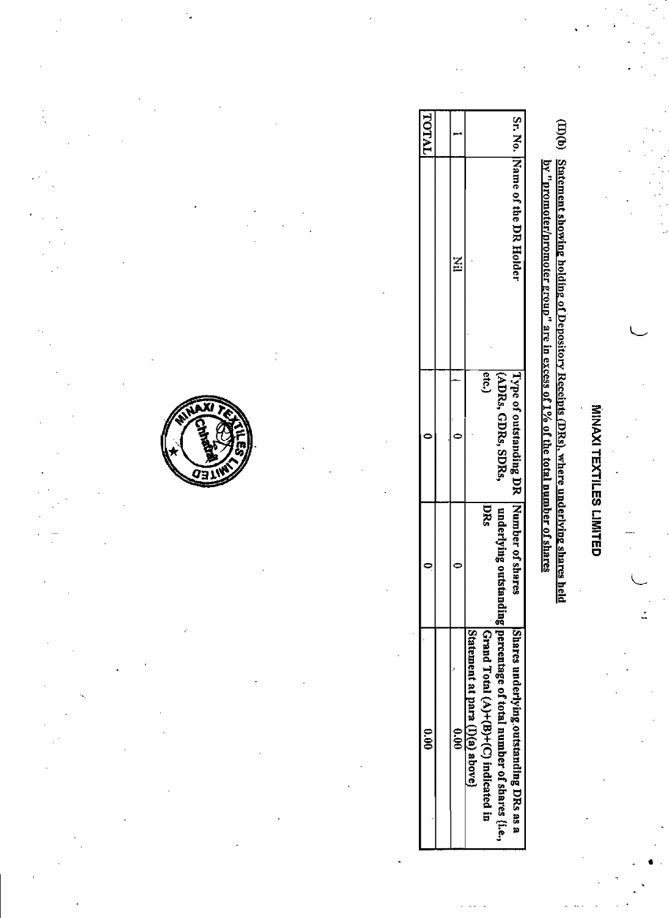# MINAXI TEXTILES LIMITED

**(II)(b) Statement showing holding of Depository Receipts (DRs), where underlying shares held by "promoter/promoter group" are in excess of 1% of the total number of shares**

| Sr. No. | Name of the DR Holder | Type of outstanding DR (ADRs, GDRs, SDRs, etc.) | Number of shares underlying outstanding DRs | Shares underlying outstanding DRs as a percentage of total number of shares {i.e., Grand Total (A)+(B)+(C) indicated in Statement at para (I)(a) above} |
|---|---|---|---|---|
| 1 | Nil | 0 | 0 | 0.00 |
| TOTAL | | 0 | 0 | 0.00 |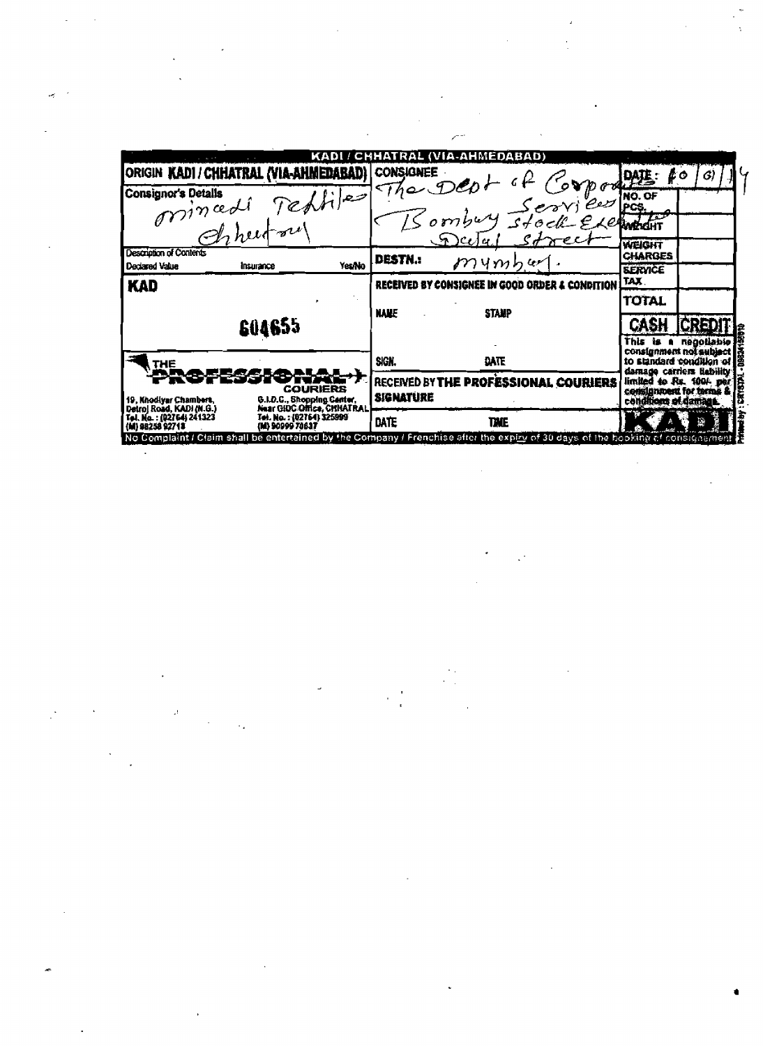KADI / CHHATRAL (VIA-AHMEDABAD)

| | | | |
|---|---|---|---|
| ORIGIN KADI / CHHATRAL (VIA-AHMEDABAD) | CONSIGNEE The Dept of Corporate Services Bombay Stock Exchange Dalal Street | DATE: 10/01/14 | |
| Consignor's Details Minadi Textiles Chhatral | | NO. OF PCS. | |
| | | WEIGHT | |
| Description of Contents | DESTN.: mumbai. | WEIGHT CHARGES | |
| Declared Value Insurance Yes/No | | SERVICE TAX | |
| KAD | RECEIVED BY CONSIGNEE IN GOOD ORDER & CONDITION | TOTAL | |
| 604655 | NAME STAMP | CASH | CREDIT |
| | SIGN. DATE | This is a negotiable consignment not subject to standard condition of damage carriers liability limited to Rs. 100/- per consignment for terms & conditions of damage. | |
| THE PROFESSIONAL COURIERS 19, Khodiyar Chambers, Detroj Road, KADI (N.G.) Tel. No.: (02764) 241323 (M) 98258 92718 — G.I.D.C., Shopping Center, Near GIDC Office, CHHATRAL Tel. No.: (02764) 325899 (M) 90999 73637 | RECEIVED BY THE PROFESSIONAL COURIERS SIGNATURE | | |
| | DATE TIME | KADI | |

No Complaint / Claim shall be entertained by the Company / Franchise after the expiry of 30 days of the booking of consignment